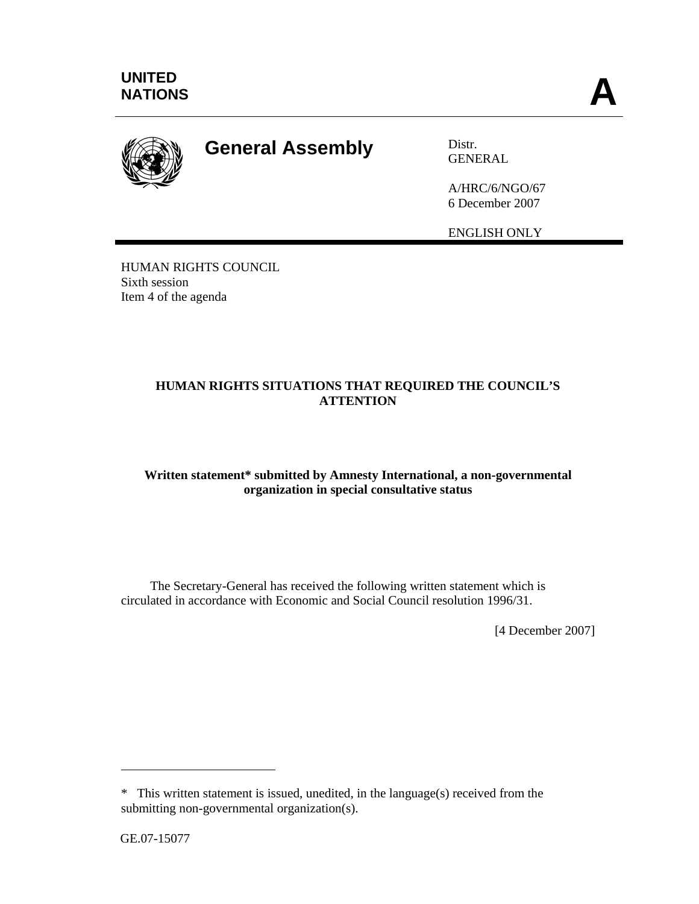UNITED NATIONS

**A**

# General Assembly

Distr.
GENERAL

A/HRC/6/NGO/67
6 December 2007

ENGLISH ONLY

HUMAN RIGHTS COUNCIL
Sixth session
Item 4 of the agenda

## HUMAN RIGHTS SITUATIONS THAT REQUIRED THE COUNCIL'S ATTENTION

**Written statement* submitted by Amnesty International, a non-governmental organization in special consultative status**

The Secretary-General has received the following written statement which is circulated in accordance with Economic and Social Council resolution 1996/31.

[4 December 2007]

---

* This written statement is issued, unedited, in the language(s) received from the submitting non-governmental organization(s).

GE.07-15077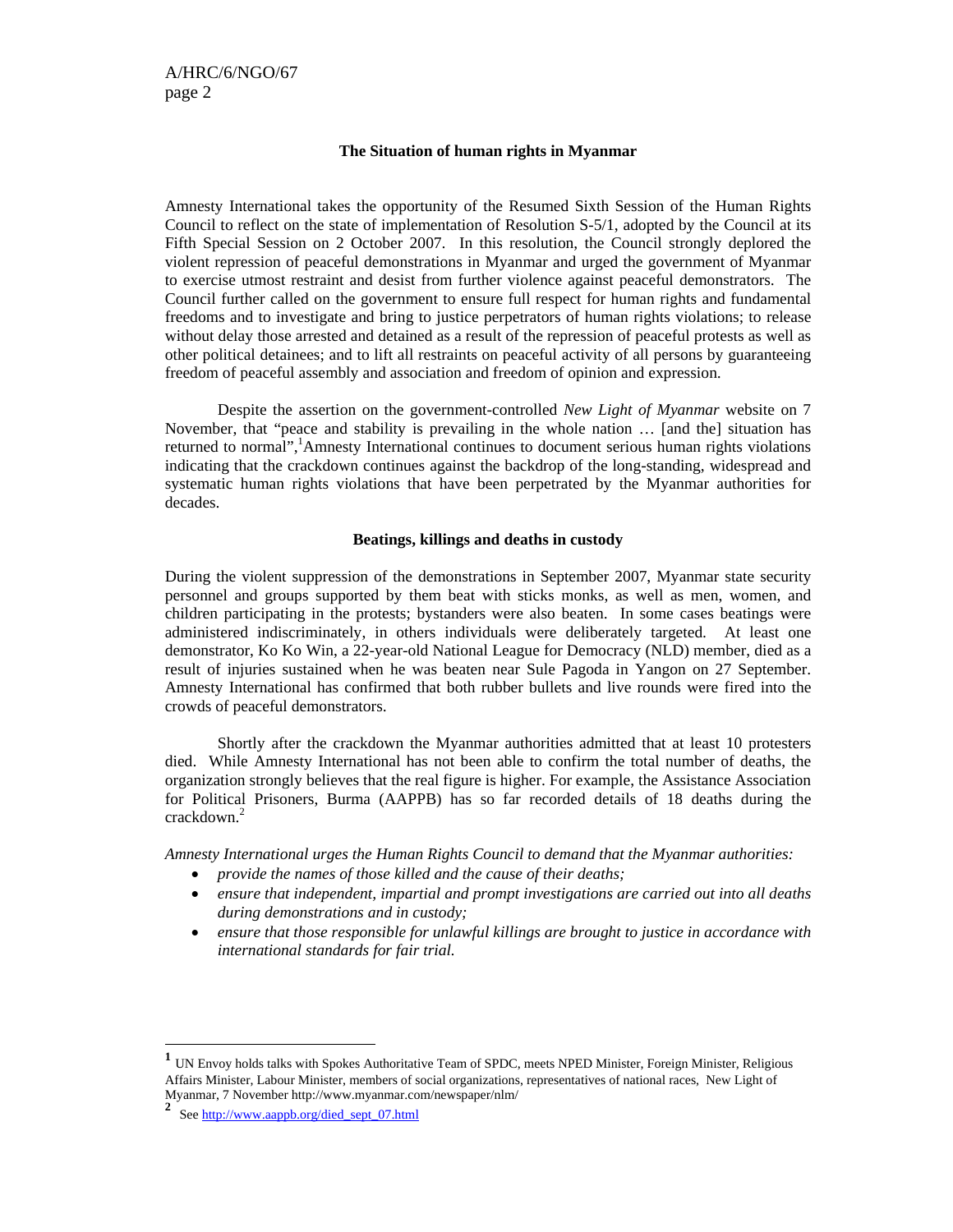## The Situation of human rights in Myanmar

Amnesty International takes the opportunity of the Resumed Sixth Session of the Human Rights Council to reflect on the state of implementation of Resolution S-5/1, adopted by the Council at its Fifth Special Session on 2 October 2007. In this resolution, the Council strongly deplored the violent repression of peaceful demonstrations in Myanmar and urged the government of Myanmar to exercise utmost restraint and desist from further violence against peaceful demonstrators. The Council further called on the government to ensure full respect for human rights and fundamental freedoms and to investigate and bring to justice perpetrators of human rights violations; to release without delay those arrested and detained as a result of the repression of peaceful protests as well as other political detainees; and to lift all restraints on peaceful activity of all persons by guaranteeing freedom of peaceful assembly and association and freedom of opinion and expression.

Despite the assertion on the government-controlled *New Light of Myanmar* website on 7 November, that "peace and stability is prevailing in the whole nation … [and the] situation has returned to normal",[1] Amnesty International continues to document serious human rights violations indicating that the crackdown continues against the backdrop of the long-standing, widespread and systematic human rights violations that have been perpetrated by the Myanmar authorities for decades.

### Beatings, killings and deaths in custody

During the violent suppression of the demonstrations in September 2007, Myanmar state security personnel and groups supported by them beat with sticks monks, as well as men, women, and children participating in the protests; bystanders were also beaten. In some cases beatings were administered indiscriminately, in others individuals were deliberately targeted. At least one demonstrator, Ko Ko Win, a 22-year-old National League for Democracy (NLD) member, died as a result of injuries sustained when he was beaten near Sule Pagoda in Yangon on 27 September. Amnesty International has confirmed that both rubber bullets and live rounds were fired into the crowds of peaceful demonstrators.

Shortly after the crackdown the Myanmar authorities admitted that at least 10 protesters died. While Amnesty International has not been able to confirm the total number of deaths, the organization strongly believes that the real figure is higher. For example, the Assistance Association for Political Prisoners, Burma (AAPPB) has so far recorded details of 18 deaths during the crackdown.[2]

*Amnesty International urges the Human Rights Council to demand that the Myanmar authorities:*

- *provide the names of those killed and the cause of their deaths;*
- *ensure that independent, impartial and prompt investigations are carried out into all deaths during demonstrations and in custody;*
- *ensure that those responsible for unlawful killings are brought to justice in accordance with international standards for fair trial.*

---

[1] UN Envoy holds talks with Spokes Authoritative Team of SPDC, meets NPED Minister, Foreign Minister, Religious Affairs Minister, Labour Minister, members of social organizations, representatives of national races, New Light of Myanmar, 7 November http://www.myanmar.com/newspaper/nlm/

[2] See http://www.aappb.org/died_sept_07.html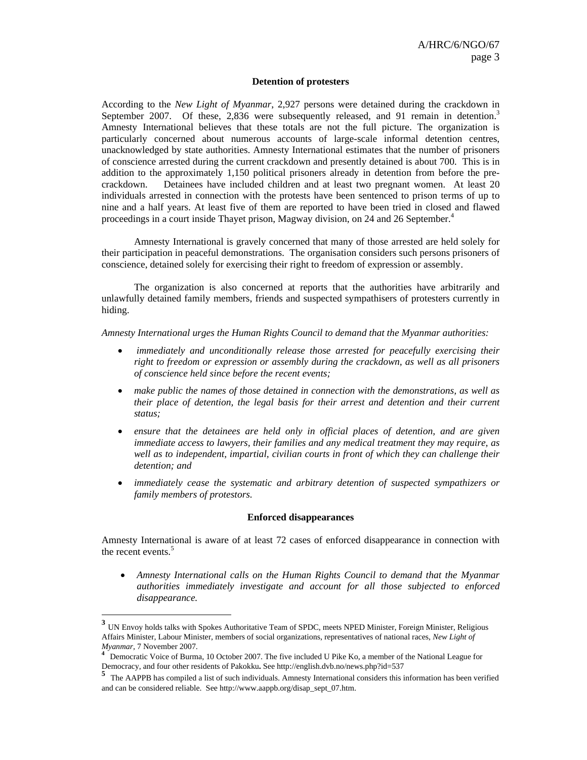### Detention of protesters

According to the *New Light of Myanmar*, 2,927 persons were detained during the crackdown in September 2007. Of these, 2,836 were subsequently released, and 91 remain in detention.[3] Amnesty International believes that these totals are not the full picture. The organization is particularly concerned about numerous accounts of large-scale informal detention centres, unacknowledged by state authorities. Amnesty International estimates that the number of prisoners of conscience arrested during the current crackdown and presently detained is about 700. This is in addition to the approximately 1,150 political prisoners already in detention from before the pre-crackdown. Detainees have included children and at least two pregnant women. At least 20 individuals arrested in connection with the protests have been sentenced to prison terms of up to nine and a half years. At least five of them are reported to have been tried in closed and flawed proceedings in a court inside Thayet prison, Magway division, on 24 and 26 September.[4]

Amnesty International is gravely concerned that many of those arrested are held solely for their participation in peaceful demonstrations. The organisation considers such persons prisoners of conscience, detained solely for exercising their right to freedom of expression or assembly.

The organization is also concerned at reports that the authorities have arbitrarily and unlawfully detained family members, friends and suspected sympathisers of protesters currently in hiding.

*Amnesty International urges the Human Rights Council to demand that the Myanmar authorities:*

- *immediately and unconditionally release those arrested for peacefully exercising their right to freedom or expression or assembly during the crackdown, as well as all prisoners of conscience held since before the recent events;*
- *make public the names of those detained in connection with the demonstrations, as well as their place of detention, the legal basis for their arrest and detention and their current status;*
- *ensure that the detainees are held only in official places of detention, and are given immediate access to lawyers, their families and any medical treatment they may require, as well as to independent, impartial, civilian courts in front of which they can challenge their detention; and*
- *immediately cease the systematic and arbitrary detention of suspected sympathizers or family members of protestors.*

### Enforced disappearances

Amnesty International is aware of at least 72 cases of enforced disappearance in connection with the recent events.[5]

- *Amnesty International calls on the Human Rights Council to demand that the Myanmar authorities immediately investigate and account for all those subjected to enforced disappearance.*

---

[3] UN Envoy holds talks with Spokes Authoritative Team of SPDC, meets NPED Minister, Foreign Minister, Religious Affairs Minister, Labour Minister, members of social organizations, representatives of national races, *New Light of Myanmar*, 7 November 2007.

[4] Democratic Voice of Burma, 10 October 2007. The five included U Pike Ko, a member of the National League for Democracy, and four other residents of Pakokku**.** See http://english.dvb.no/news.php?id=537

[5] The AAPPB has compiled a list of such individuals. Amnesty International considers this information has been verified and can be considered reliable. See http://www.aappb.org/disap_sept_07.htm.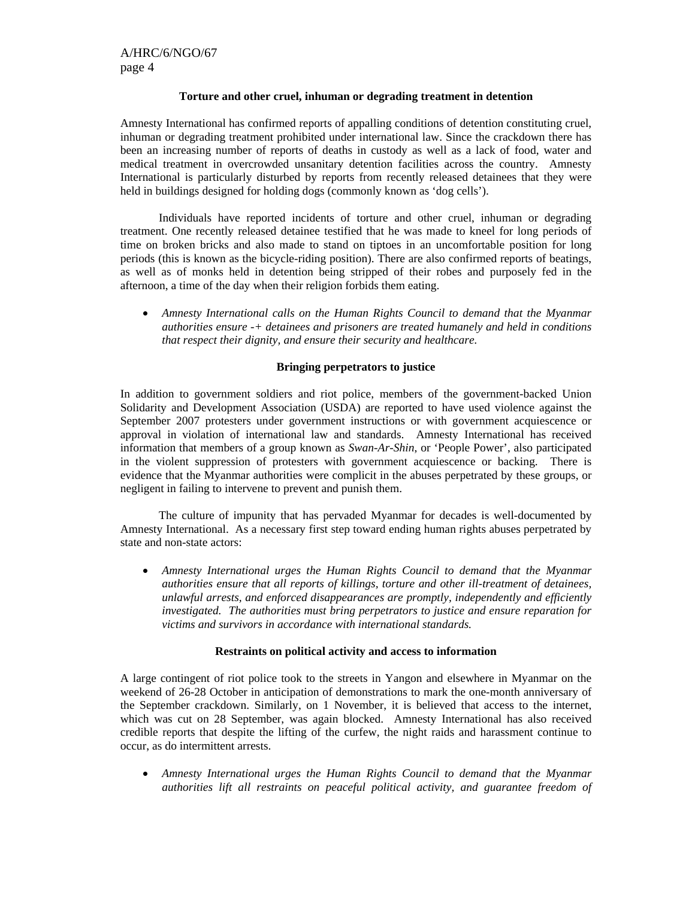**Torture and other cruel, inhuman or degrading treatment in detention**

Amnesty International has confirmed reports of appalling conditions of detention constituting cruel, inhuman or degrading treatment prohibited under international law. Since the crackdown there has been an increasing number of reports of deaths in custody as well as a lack of food, water and medical treatment in overcrowded unsanitary detention facilities across the country. Amnesty International is particularly disturbed by reports from recently released detainees that they were held in buildings designed for holding dogs (commonly known as 'dog cells').

Individuals have reported incidents of torture and other cruel, inhuman or degrading treatment. One recently released detainee testified that he was made to kneel for long periods of time on broken bricks and also made to stand on tiptoes in an uncomfortable position for long periods (this is known as the bicycle-riding position). There are also confirmed reports of beatings, as well as of monks held in detention being stripped of their robes and purposely fed in the afternoon, a time of the day when their religion forbids them eating.

- *Amnesty International calls on the Human Rights Council to demand that the Myanmar authorities ensure -+ detainees and prisoners are treated humanely and held in conditions that respect their dignity, and ensure their security and healthcare.*

**Bringing perpetrators to justice**

In addition to government soldiers and riot police, members of the government-backed Union Solidarity and Development Association (USDA) are reported to have used violence against the September 2007 protesters under government instructions or with government acquiescence or approval in violation of international law and standards. Amnesty International has received information that members of a group known as *Swan-Ar-Shin*, or 'People Power', also participated in the violent suppression of protesters with government acquiescence or backing. There is evidence that the Myanmar authorities were complicit in the abuses perpetrated by these groups, or negligent in failing to intervene to prevent and punish them.

The culture of impunity that has pervaded Myanmar for decades is well-documented by Amnesty International. As a necessary first step toward ending human rights abuses perpetrated by state and non-state actors:

- *Amnesty International urges the Human Rights Council to demand that the Myanmar authorities ensure that all reports of killings, torture and other ill-treatment of detainees, unlawful arrests, and enforced disappearances are promptly, independently and efficiently investigated. The authorities must bring perpetrators to justice and ensure reparation for victims and survivors in accordance with international standards.*

**Restraints on political activity and access to information**

A large contingent of riot police took to the streets in Yangon and elsewhere in Myanmar on the weekend of 26-28 October in anticipation of demonstrations to mark the one-month anniversary of the September crackdown. Similarly, on 1 November, it is believed that access to the internet, which was cut on 28 September, was again blocked. Amnesty International has also received credible reports that despite the lifting of the curfew, the night raids and harassment continue to occur, as do intermittent arrests.

- *Amnesty International urges the Human Rights Council to demand that the Myanmar authorities lift all restraints on peaceful political activity, and guarantee freedom of*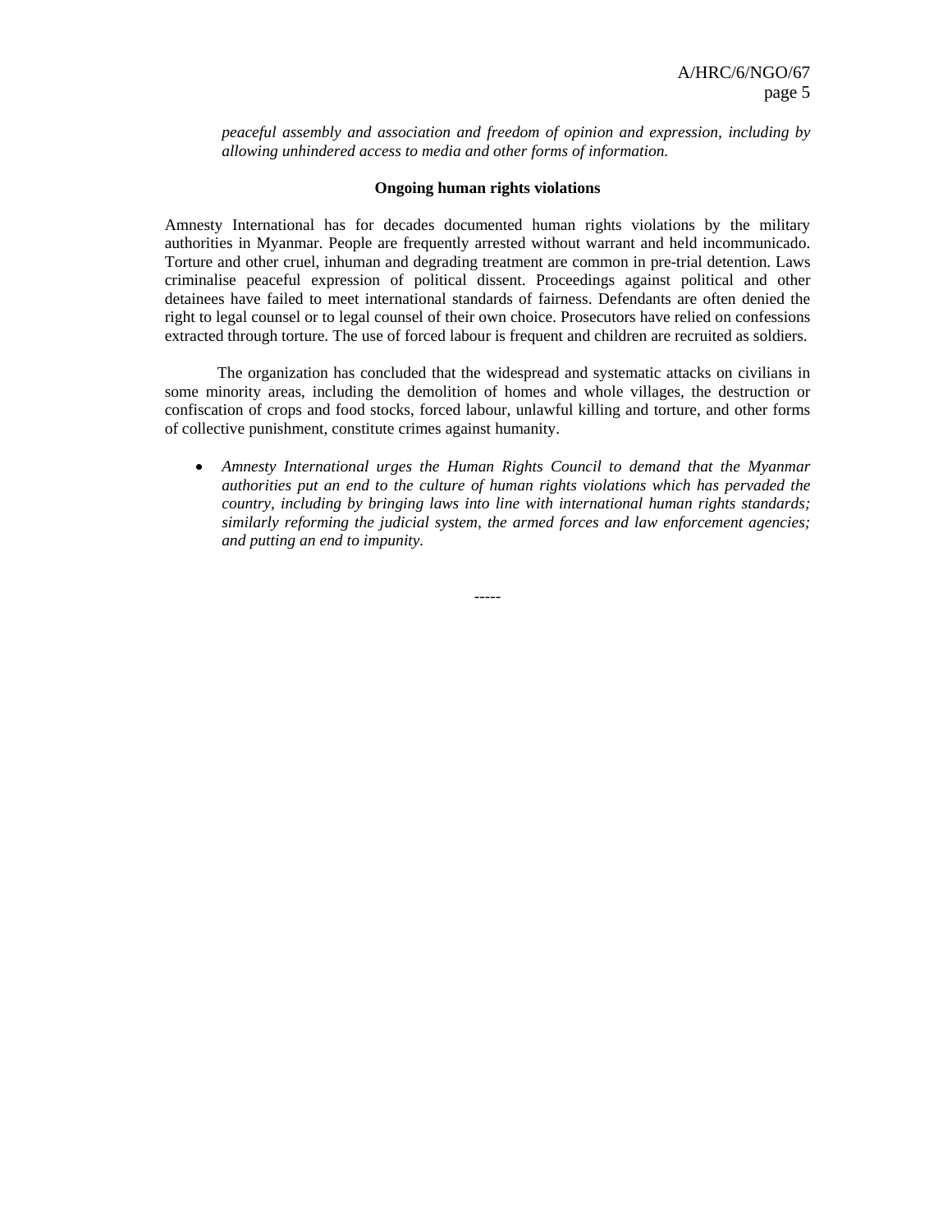*peaceful assembly and association and freedom of opinion and expression, including by allowing unhindered access to media and other forms of information.*

**Ongoing human rights violations**

Amnesty International has for decades documented human rights violations by the military authorities in Myanmar. People are frequently arrested without warrant and held incommunicado. Torture and other cruel, inhuman and degrading treatment are common in pre-trial detention. Laws criminalise peaceful expression of political dissent. Proceedings against political and other detainees have failed to meet international standards of fairness. Defendants are often denied the right to legal counsel or to legal counsel of their own choice. Prosecutors have relied on confessions extracted through torture. The use of forced labour is frequent and children are recruited as soldiers.

The organization has concluded that the widespread and systematic attacks on civilians in some minority areas, including the demolition of homes and whole villages, the destruction or confiscation of crops and food stocks, forced labour, unlawful killing and torture, and other forms of collective punishment, constitute crimes against humanity.

- *Amnesty International urges the Human Rights Council to demand that the Myanmar authorities put an end to the culture of human rights violations which has pervaded the country, including by bringing laws into line with international human rights standards; similarly reforming the judicial system, the armed forces and law enforcement agencies; and putting an end to impunity.*

-----